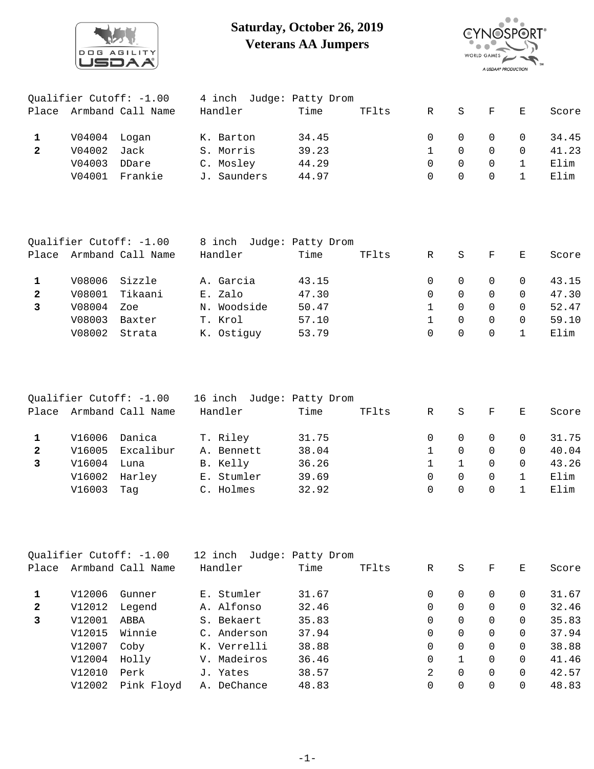# Saturday, October 26, 2019
# Veterans AA Jumpers

Qualifier Cutoff: -1.00 4 inch Judge: Patty Drom

| Place | Armband | Call Name | Handler | Time | TFlts | R | S | F | E | Score |
|---|---|---|---|---|---|---|---|---|---|---|
| **1** | V04004 | Logan | K. Barton | 34.45 | | 0 | 0 | 0 | 0 | 34.45 |
| **2** | V04002 | Jack | S. Morris | 39.23 | | 1 | 0 | 0 | 0 | 41.23 |
| | V04003 | DDare | C. Mosley | 44.29 | | 0 | 0 | 0 | 1 | Elim |
| | V04001 | Frankie | J. Saunders | 44.97 | | 0 | 0 | 0 | 1 | Elim |

Qualifier Cutoff: -1.00 8 inch Judge: Patty Drom

| Place | Armband | Call Name | Handler | Time | TFlts | R | S | F | E | Score |
|---|---|---|---|---|---|---|---|---|---|---|
| **1** | V08006 | Sizzle | A. Garcia | 43.15 | | 0 | 0 | 0 | 0 | 43.15 |
| **2** | V08001 | Tikaani | E. Zalo | 47.30 | | 0 | 0 | 0 | 0 | 47.30 |
| **3** | V08004 | Zoe | N. Woodside | 50.47 | | 1 | 0 | 0 | 0 | 52.47 |
| | V08003 | Baxter | T. Krol | 57.10 | | 1 | 0 | 0 | 0 | 59.10 |
| | V08002 | Strata | K. Ostiguy | 53.79 | | 0 | 0 | 0 | 1 | Elim |

Qualifier Cutoff: -1.00 16 inch Judge: Patty Drom

| Place | Armband | Call Name | Handler | Time | TFlts | R | S | F | E | Score |
|---|---|---|---|---|---|---|---|---|---|---|
| **1** | V16006 | Danica | T. Riley | 31.75 | | 0 | 0 | 0 | 0 | 31.75 |
| **2** | V16005 | Excalibur | A. Bennett | 38.04 | | 1 | 0 | 0 | 0 | 40.04 |
| **3** | V16004 | Luna | B. Kelly | 36.26 | | 1 | 1 | 0 | 0 | 43.26 |
| | V16002 | Harley | E. Stumler | 39.69 | | 0 | 0 | 0 | 1 | Elim |
| | V16003 | Tag | C. Holmes | 32.92 | | 0 | 0 | 0 | 1 | Elim |

Qualifier Cutoff: -1.00 12 inch Judge: Patty Drom

| Place | Armband | Call Name | Handler | Time | TFlts | R | S | F | E | Score |
|---|---|---|---|---|---|---|---|---|---|---|
| **1** | V12006 | Gunner | E. Stumler | 31.67 | | 0 | 0 | 0 | 0 | 31.67 |
| **2** | V12012 | Legend | A. Alfonso | 32.46 | | 0 | 0 | 0 | 0 | 32.46 |
| **3** | V12001 | ABBA | S. Bekaert | 35.83 | | 0 | 0 | 0 | 0 | 35.83 |
| | V12015 | Winnie | C. Anderson | 37.94 | | 0 | 0 | 0 | 0 | 37.94 |
| | V12007 | Coby | K. Verrelli | 38.88 | | 0 | 0 | 0 | 0 | 38.88 |
| | V12004 | Holly | V. Madeiros | 36.46 | | 0 | 1 | 0 | 0 | 41.46 |
| | V12010 | Perk | J. Yates | 38.57 | | 2 | 0 | 0 | 0 | 42.57 |
| | V12002 | Pink Floyd | A. DeChance | 48.83 | | 0 | 0 | 0 | 0 | 48.83 |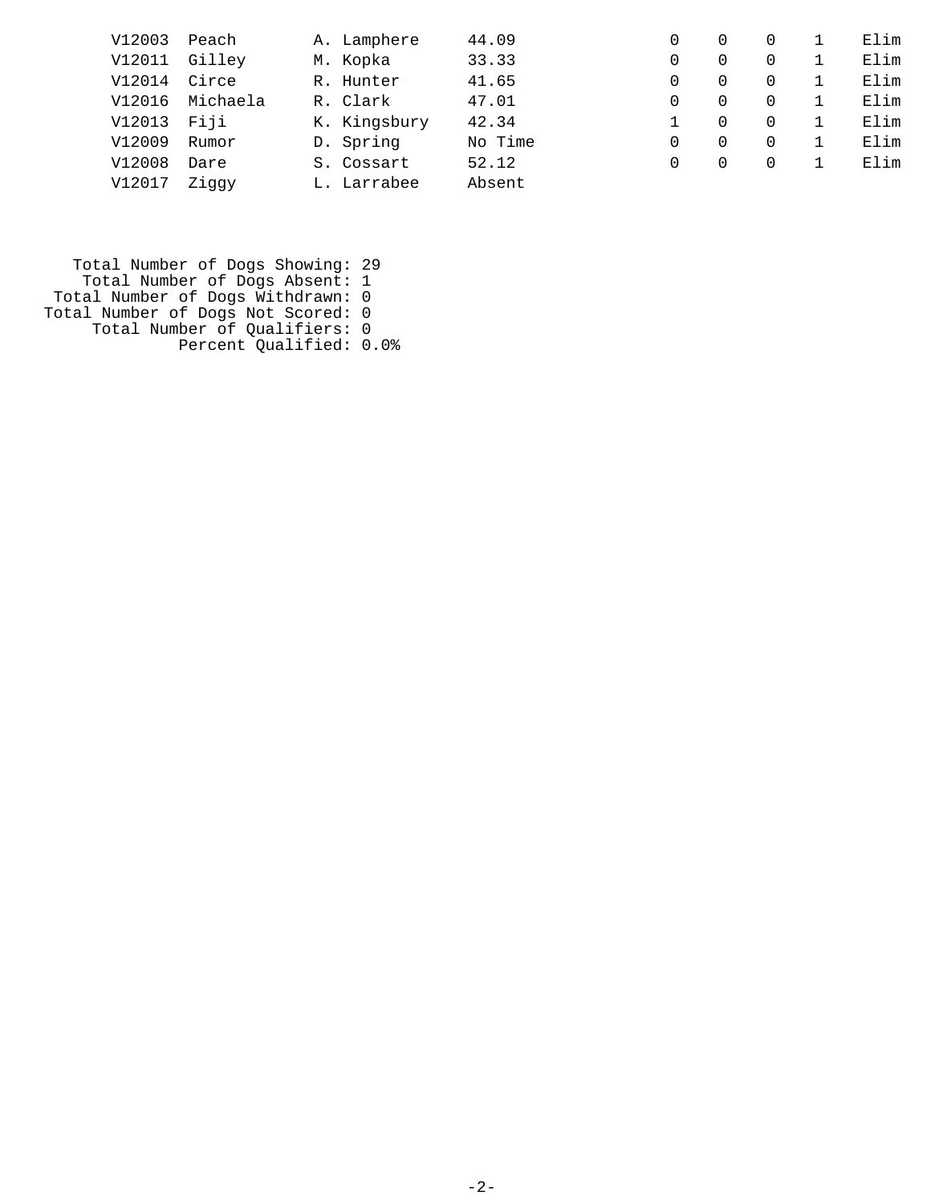| | | | | | | | | |
|---|---|---|---|---|---|---|---|---|
| V12003 | Peach | A. Lamphere | 44.09 | 0 | 0 | 0 | 1 | Elim |
| V12011 | Gilley | M. Kopka | 33.33 | 0 | 0 | 0 | 1 | Elim |
| V12014 | Circe | R. Hunter | 41.65 | 0 | 0 | 0 | 1 | Elim |
| V12016 | Michaela | R. Clark | 47.01 | 0 | 0 | 0 | 1 | Elim |
| V12013 | Fiji | K. Kingsbury | 42.34 | 1 | 0 | 0 | 1 | Elim |
| V12009 | Rumor | D. Spring | No Time | 0 | 0 | 0 | 1 | Elim |
| V12008 | Dare | S. Cossart | 52.12 | 0 | 0 | 0 | 1 | Elim |
| V12017 | Ziggy | L. Larrabee | Absent | | | | | |

Total Number of Dogs Showing: 29
Total Number of Dogs Absent: 1
Total Number of Dogs Withdrawn: 0
Total Number of Dogs Not Scored: 0
Total Number of Qualifiers: 0
Percent Qualified: 0.0%